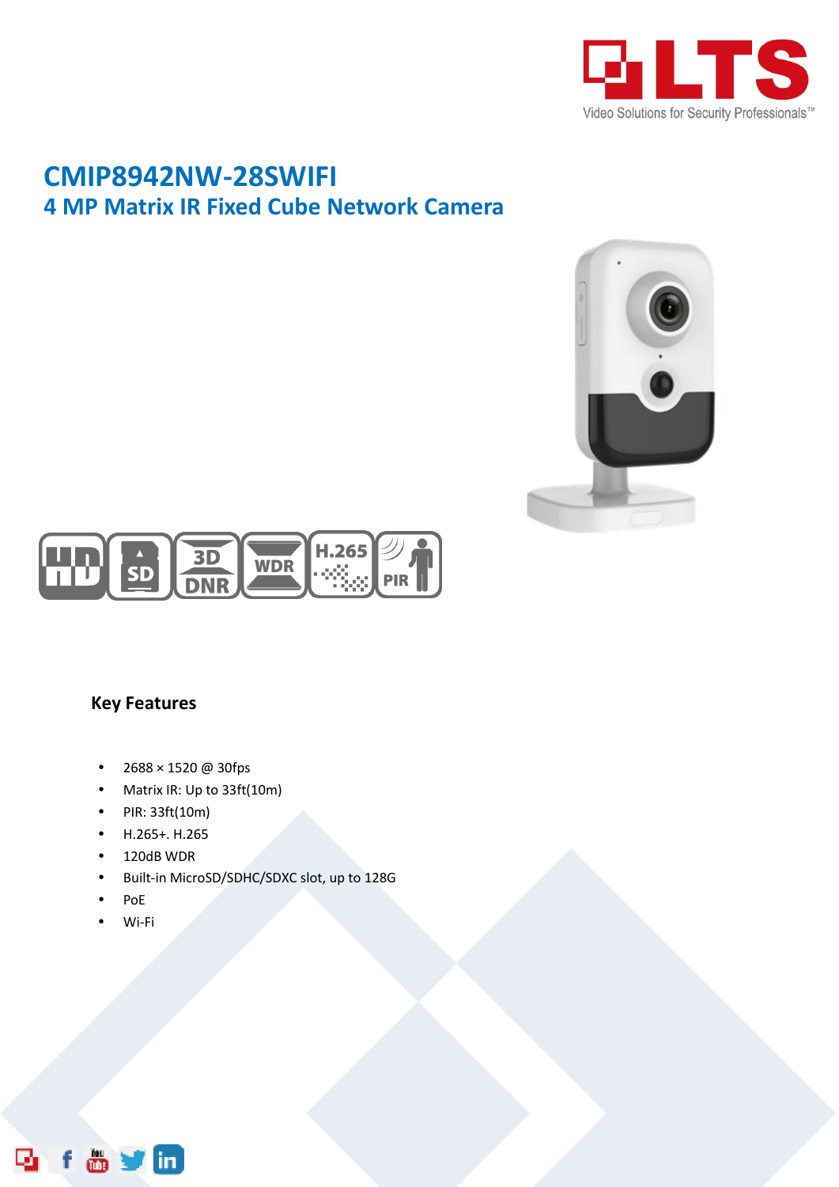# CMIP8942NW-28SWIFI

## 4 MP Matrix IR Fixed Cube Network Camera

### Key Features

- 2688 × 1520 @ 30fps
- Matrix IR: Up to 33ft(10m)
- PIR: 33ft(10m)
- H.265+. H.265
- 120dB WDR
- Built-in MicroSD/SDHC/SDXC slot, up to 128G
- PoE
- Wi-Fi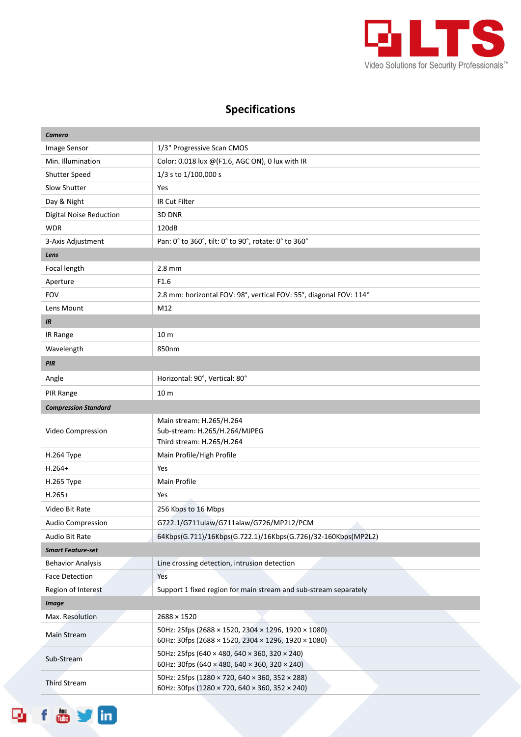# Specifications

| | |
|---|---|
| ***Camera*** | |
| Image Sensor | 1/3" Progressive Scan CMOS |
| Min. Illumination | Color: 0.018 lux @(F1.6, AGC ON), 0 lux with IR |
| Shutter Speed | 1/3 s to 1/100,000 s |
| Slow Shutter | Yes |
| Day & Night | IR Cut Filter |
| Digital Noise Reduction | 3D DNR |
| WDR | 120dB |
| 3-Axis Adjustment | Pan: 0° to 360°, tilt: 0° to 90°, rotate: 0° to 360° |
| ***Lens*** | |
| Focal length | 2.8 mm |
| Aperture | F1.6 |
| FOV | 2.8 mm: horizontal FOV: 98°, vertical FOV: 55°, diagonal FOV: 114° |
| Lens Mount | M12 |
| ***IR*** | |
| IR Range | 10 m |
| Wavelength | 850nm |
| ***PIR*** | |
| Angle | Horizontal: 90°, Vertical: 80° |
| PIR Range | 10 m |
| ***Compression Standard*** | |
| Video Compression | Main stream: H.265/H.264<br>Sub-stream: H.265/H.264/MJPEG<br>Third stream: H.265/H.264 |
| H.264 Type | Main Profile/High Profile |
| H.264+ | Yes |
| H.265 Type | Main Profile |
| H.265+ | Yes |
| Video Bit Rate | 256 Kbps to 16 Mbps |
| Audio Compression | G722.1/G711ulaw/G711alaw/G726/MP2L2/PCM |
| Audio Bit Rate | 64Kbps(G.711)/16Kbps(G.722.1)/16Kbps(G.726)/32-160Kbps(MP2L2) |
| ***Smart Feature-set*** | |
| Behavior Analysis | Line crossing detection, intrusion detection |
| Face Detection | Yes |
| Region of Interest | Support 1 fixed region for main stream and sub-stream separately |
| ***Image*** | |
| Max. Resolution | 2688 × 1520 |
| Main Stream | 50Hz: 25fps (2688 × 1520, 2304 × 1296, 1920 × 1080)<br>60Hz: 30fps (2688 × 1520, 2304 × 1296, 1920 × 1080) |
| Sub-Stream | 50Hz: 25fps (640 × 480, 640 × 360, 320 × 240)<br>60Hz: 30fps (640 × 480, 640 × 360, 320 × 240) |
| Third Stream | 50Hz: 25fps (1280 × 720, 640 × 360, 352 × 288)<br>60Hz: 30fps (1280 × 720, 640 × 360, 352 × 240) |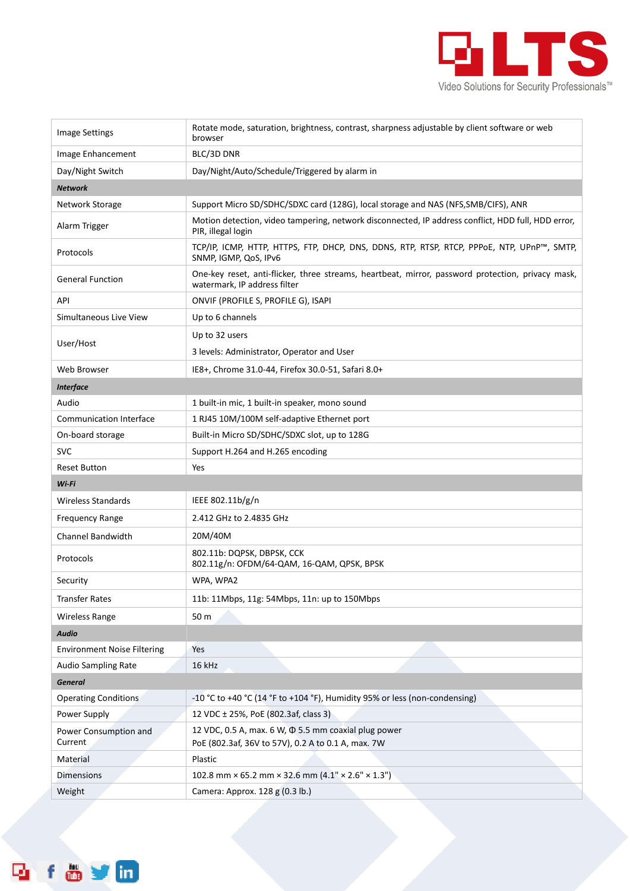| | |
|---|---|
| Image Settings | Rotate mode, saturation, brightness, contrast, sharpness adjustable by client software or web browser |
| Image Enhancement | BLC/3D DNR |
| Day/Night Switch | Day/Night/Auto/Schedule/Triggered by alarm in |
| ***Network*** | |
| Network Storage | Support Micro SD/SDHC/SDXC card (128G), local storage and NAS (NFS,SMB/CIFS), ANR |
| Alarm Trigger | Motion detection, video tampering, network disconnected, IP address conflict, HDD full, HDD error, PIR, illegal login |
| Protocols | TCP/IP, ICMP, HTTP, HTTPS, FTP, DHCP, DNS, DDNS, RTP, RTSP, RTCP, PPPoE, NTP, UPnP™, SMTP, SNMP, IGMP, QoS, IPv6 |
| General Function | One-key reset, anti-flicker, three streams, heartbeat, mirror, password protection, privacy mask, watermark, IP address filter |
| API | ONVIF (PROFILE S, PROFILE G), ISAPI |
| Simultaneous Live View | Up to 6 channels |
| User/Host | Up to 32 users<br>3 levels: Administrator, Operator and User |
| Web Browser | IE8+, Chrome 31.0-44, Firefox 30.0-51, Safari 8.0+ |
| ***Interface*** | |
| Audio | 1 built-in mic, 1 built-in speaker, mono sound |
| Communication Interface | 1 RJ45 10M/100M self-adaptive Ethernet port |
| On-board storage | Built-in Micro SD/SDHC/SDXC slot, up to 128G |
| SVC | Support H.264 and H.265 encoding |
| Reset Button | Yes |
| ***Wi-Fi*** | |
| Wireless Standards | IEEE 802.11b/g/n |
| Frequency Range | 2.412 GHz to 2.4835 GHz |
| Channel Bandwidth | 20M/40M |
| Protocols | 802.11b: DQPSK, DBPSK, CCK<br>802.11g/n: OFDM/64-QAM, 16-QAM, QPSK, BPSK |
| Security | WPA, WPA2 |
| Transfer Rates | 11b: 11Mbps, 11g: 54Mbps, 11n: up to 150Mbps |
| Wireless Range | 50 m |
| ***Audio*** | |
| Environment Noise Filtering | Yes |
| Audio Sampling Rate | 16 kHz |
| ***General*** | |
| Operating Conditions | -10 °C to +40 °C (14 °F to +104 °F), Humidity 95% or less (non-condensing) |
| Power Supply | 12 VDC ± 25%, PoE (802.3af, class 3) |
| Power Consumption and Current | 12 VDC, 0.5 A, max. 6 W, Φ 5.5 mm coaxial plug power<br>PoE (802.3af, 36V to 57V), 0.2 A to 0.1 A, max. 7W |
| Material | Plastic |
| Dimensions | 102.8 mm × 65.2 mm × 32.6 mm (4.1" × 2.6" × 1.3") |
| Weight | Camera: Approx. 128 g (0.3 lb.) |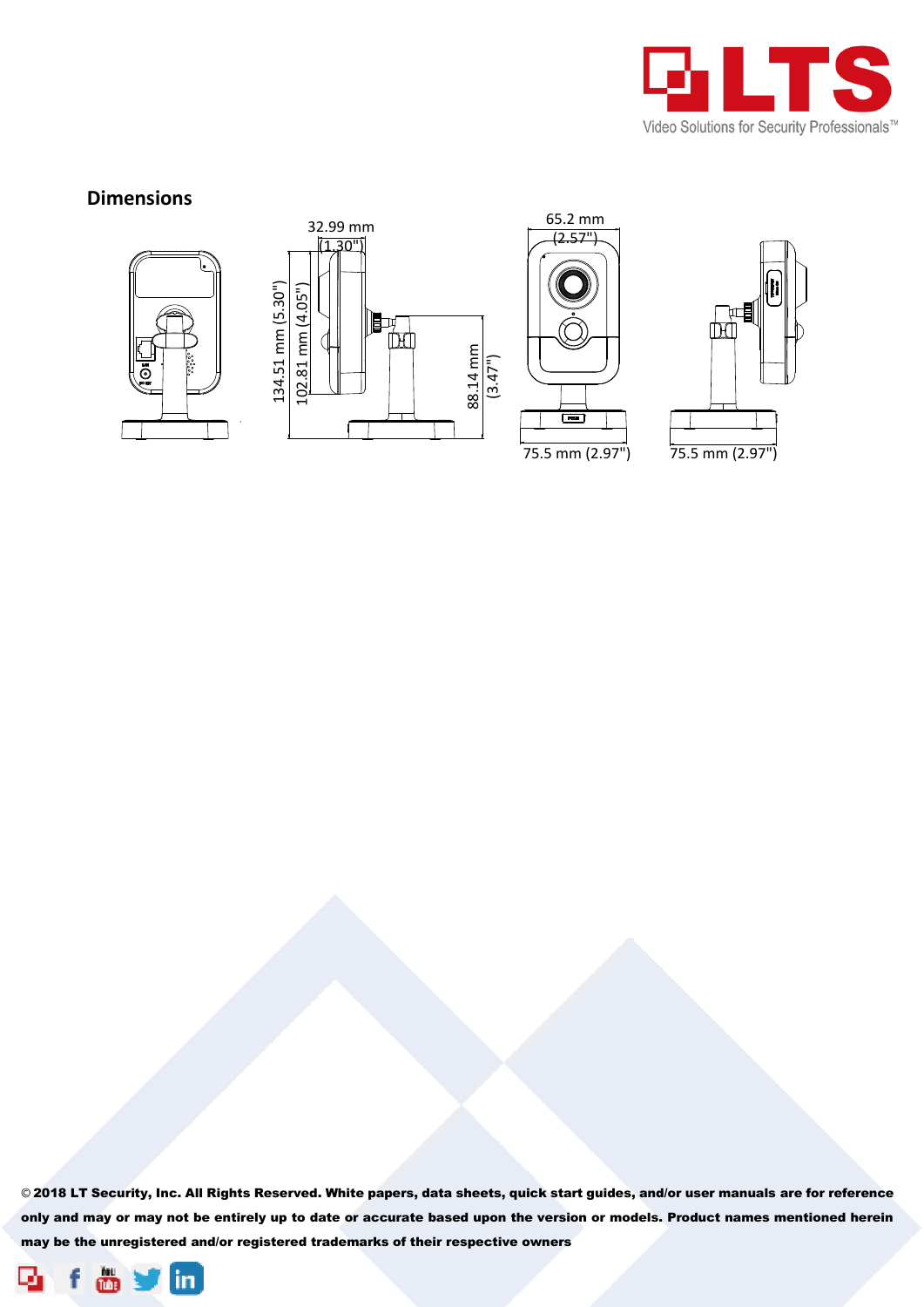## Dimensions

32.99 mm
(1.30")

134.51 mm (5.30")

102.81 mm (4.05")

88.14 mm
(3.47")

65.2 mm
(2.57")

75.5 mm (2.97")

75.5 mm (2.97")

© 2018 LT Security, Inc. All Rights Reserved. White papers, data sheets, quick start guides, and/or user manuals are for reference only and may or may not be entirely up to date or accurate based upon the version or models. Product names mentioned herein may be the unregistered and/or registered trademarks of their respective owners